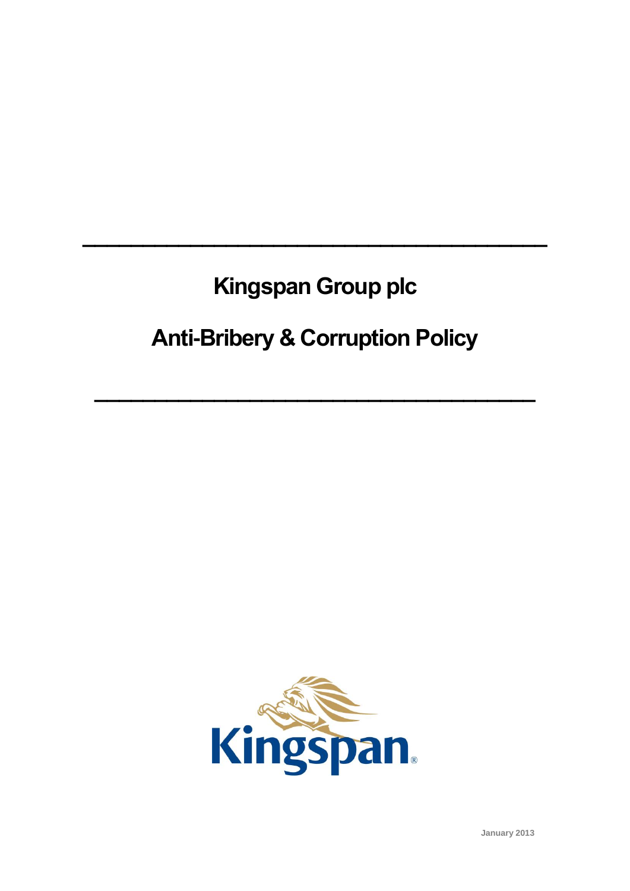# Kingspan Group plc

# Anti-Bribery & Corruption Policy

January 2013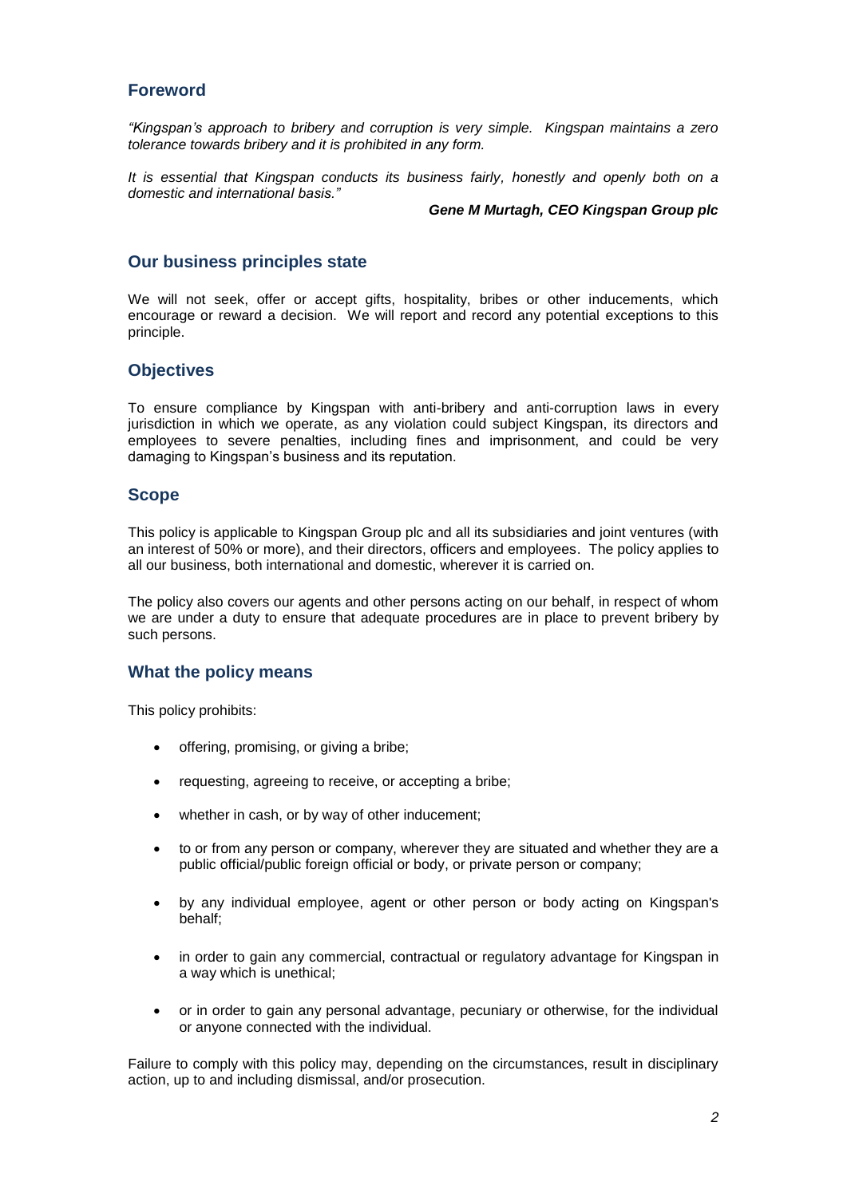## Foreword

*"Kingspan's approach to bribery and corruption is very simple. Kingspan maintains a zero tolerance towards bribery and it is prohibited in any form.*

*It is essential that Kingspan conducts its business fairly, honestly and openly both on a domestic and international basis."*

***Gene M Murtagh, CEO Kingspan Group plc***

## Our business principles state

We will not seek, offer or accept gifts, hospitality, bribes or other inducements, which encourage or reward a decision. We will report and record any potential exceptions to this principle.

## Objectives

To ensure compliance by Kingspan with anti-bribery and anti-corruption laws in every jurisdiction in which we operate, as any violation could subject Kingspan, its directors and employees to severe penalties, including fines and imprisonment, and could be very damaging to Kingspan's business and its reputation.

## Scope

This policy is applicable to Kingspan Group plc and all its subsidiaries and joint ventures (with an interest of 50% or more), and their directors, officers and employees. The policy applies to all our business, both international and domestic, wherever it is carried on.

The policy also covers our agents and other persons acting on our behalf, in respect of whom we are under a duty to ensure that adequate procedures are in place to prevent bribery by such persons.

## What the policy means

This policy prohibits:

- offering, promising, or giving a bribe;
- requesting, agreeing to receive, or accepting a bribe;
- whether in cash, or by way of other inducement;
- to or from any person or company, wherever they are situated and whether they are a public official/public foreign official or body, or private person or company;
- by any individual employee, agent or other person or body acting on Kingspan's behalf;
- in order to gain any commercial, contractual or regulatory advantage for Kingspan in a way which is unethical;
- or in order to gain any personal advantage, pecuniary or otherwise, for the individual or anyone connected with the individual.

Failure to comply with this policy may, depending on the circumstances, result in disciplinary action, up to and including dismissal, and/or prosecution.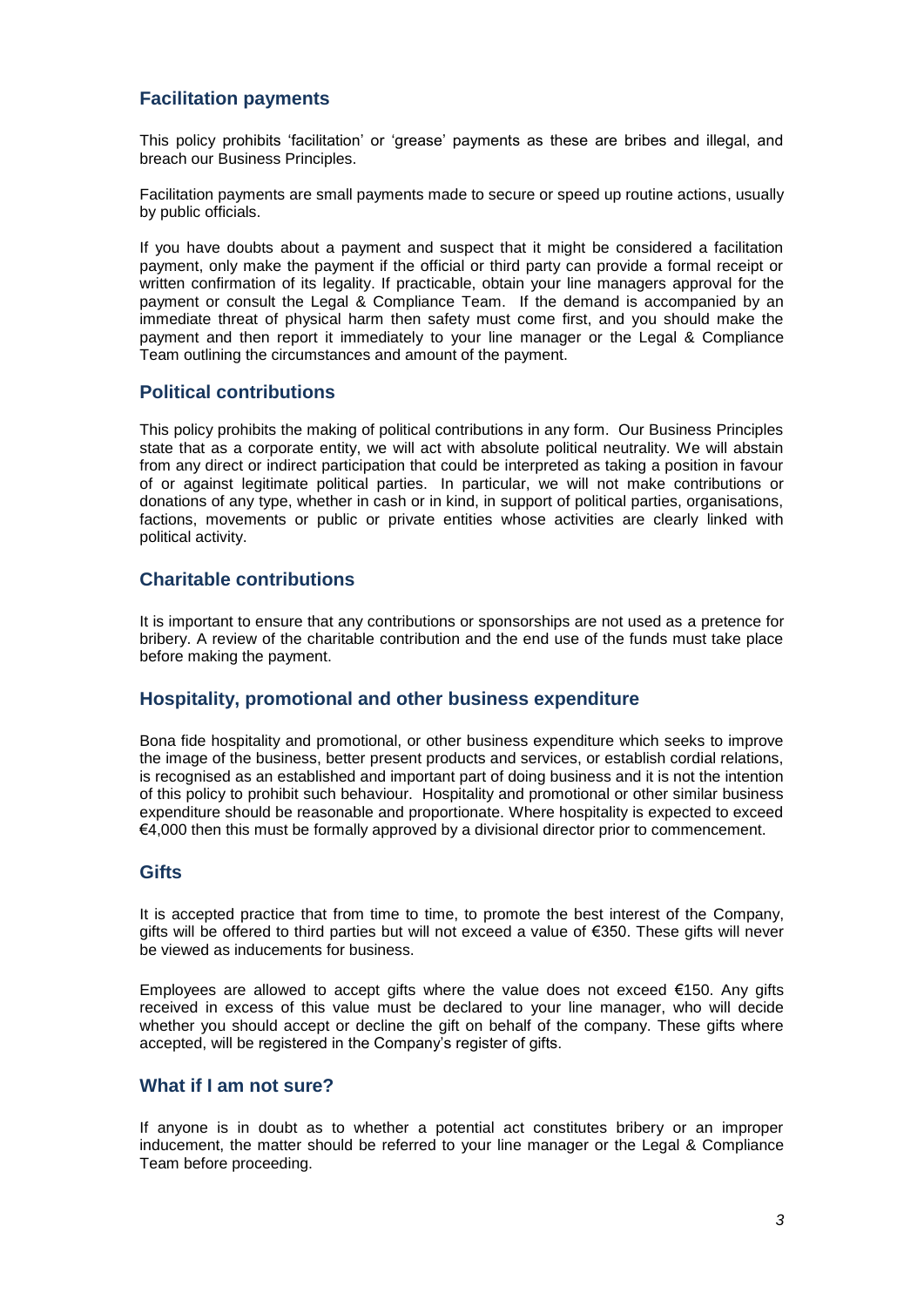## Facilitation payments

This policy prohibits 'facilitation' or 'grease' payments as these are bribes and illegal, and breach our Business Principles.

Facilitation payments are small payments made to secure or speed up routine actions, usually by public officials.

If you have doubts about a payment and suspect that it might be considered a facilitation payment, only make the payment if the official or third party can provide a formal receipt or written confirmation of its legality. If practicable, obtain your line managers approval for the payment or consult the Legal & Compliance Team. If the demand is accompanied by an immediate threat of physical harm then safety must come first, and you should make the payment and then report it immediately to your line manager or the Legal & Compliance Team outlining the circumstances and amount of the payment.

## Political contributions

This policy prohibits the making of political contributions in any form. Our Business Principles state that as a corporate entity, we will act with absolute political neutrality. We will abstain from any direct or indirect participation that could be interpreted as taking a position in favour of or against legitimate political parties. In particular, we will not make contributions or donations of any type, whether in cash or in kind, in support of political parties, organisations, factions, movements or public or private entities whose activities are clearly linked with political activity.

## Charitable contributions

It is important to ensure that any contributions or sponsorships are not used as a pretence for bribery. A review of the charitable contribution and the end use of the funds must take place before making the payment.

## Hospitality, promotional and other business expenditure

Bona fide hospitality and promotional, or other business expenditure which seeks to improve the image of the business, better present products and services, or establish cordial relations, is recognised as an established and important part of doing business and it is not the intention of this policy to prohibit such behaviour. Hospitality and promotional or other similar business expenditure should be reasonable and proportionate. Where hospitality is expected to exceed €4,000 then this must be formally approved by a divisional director prior to commencement.

## Gifts

It is accepted practice that from time to time, to promote the best interest of the Company, gifts will be offered to third parties but will not exceed a value of €350. These gifts will never be viewed as inducements for business.

Employees are allowed to accept gifts where the value does not exceed €150. Any gifts received in excess of this value must be declared to your line manager, who will decide whether you should accept or decline the gift on behalf of the company. These gifts where accepted, will be registered in the Company's register of gifts.

## What if I am not sure?

If anyone is in doubt as to whether a potential act constitutes bribery or an improper inducement, the matter should be referred to your line manager or the Legal & Compliance Team before proceeding.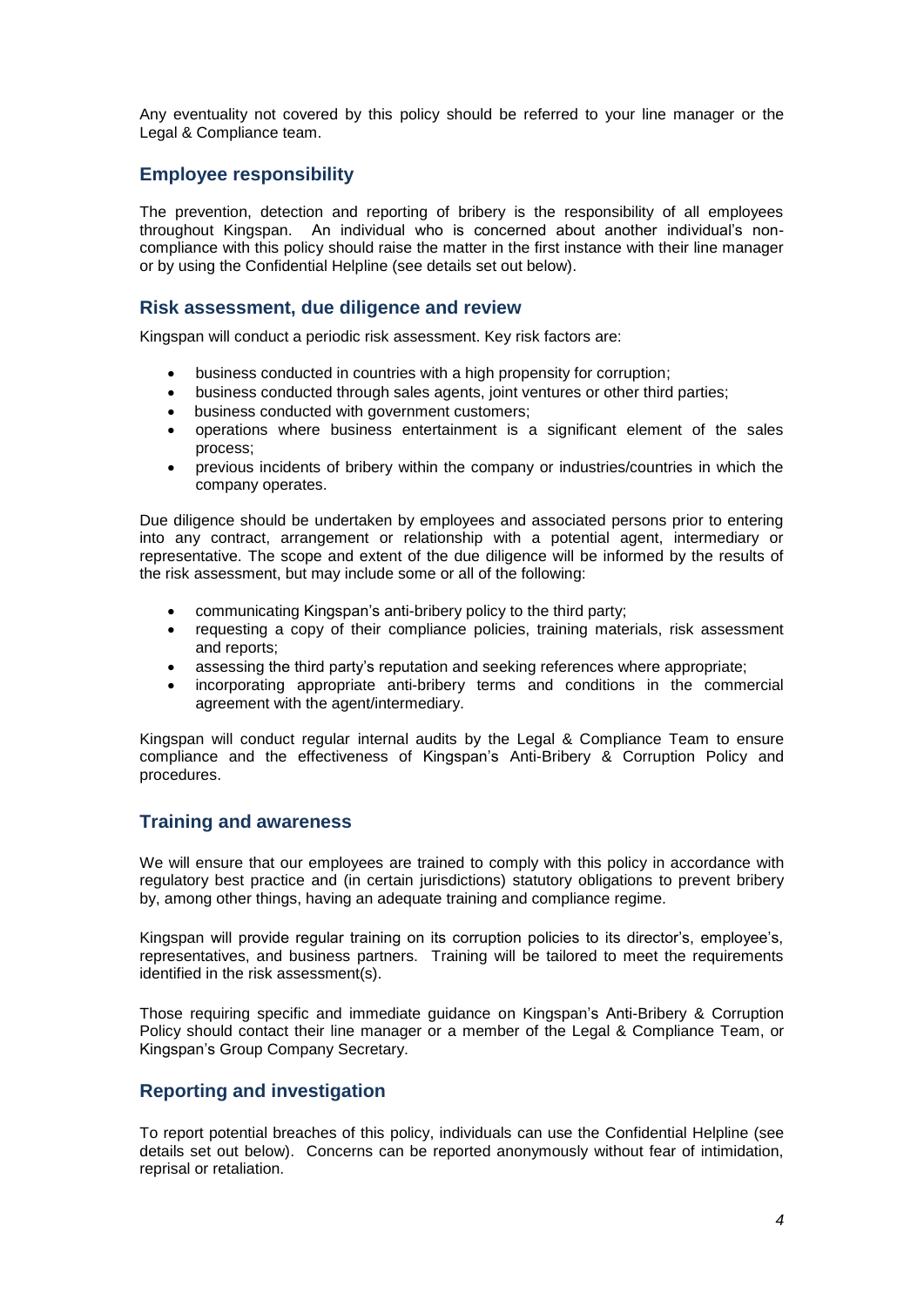Any eventuality not covered by this policy should be referred to your line manager or the Legal & Compliance team.

## Employee responsibility

The prevention, detection and reporting of bribery is the responsibility of all employees throughout Kingspan. An individual who is concerned about another individual's non-compliance with this policy should raise the matter in the first instance with their line manager or by using the Confidential Helpline (see details set out below).

## Risk assessment, due diligence and review

Kingspan will conduct a periodic risk assessment. Key risk factors are:

- business conducted in countries with a high propensity for corruption;
- business conducted through sales agents, joint ventures or other third parties;
- business conducted with government customers;
- operations where business entertainment is a significant element of the sales process;
- previous incidents of bribery within the company or industries/countries in which the company operates.

Due diligence should be undertaken by employees and associated persons prior to entering into any contract, arrangement or relationship with a potential agent, intermediary or representative. The scope and extent of the due diligence will be informed by the results of the risk assessment, but may include some or all of the following:

- communicating Kingspan's anti-bribery policy to the third party;
- requesting a copy of their compliance policies, training materials, risk assessment and reports;
- assessing the third party's reputation and seeking references where appropriate;
- incorporating appropriate anti-bribery terms and conditions in the commercial agreement with the agent/intermediary.

Kingspan will conduct regular internal audits by the Legal & Compliance Team to ensure compliance and the effectiveness of Kingspan's Anti-Bribery & Corruption Policy and procedures.

## Training and awareness

We will ensure that our employees are trained to comply with this policy in accordance with regulatory best practice and (in certain jurisdictions) statutory obligations to prevent bribery by, among other things, having an adequate training and compliance regime.

Kingspan will provide regular training on its corruption policies to its director's, employee's, representatives, and business partners. Training will be tailored to meet the requirements identified in the risk assessment(s).

Those requiring specific and immediate guidance on Kingspan's Anti-Bribery & Corruption Policy should contact their line manager or a member of the Legal & Compliance Team, or Kingspan's Group Company Secretary.

## Reporting and investigation

To report potential breaches of this policy, individuals can use the Confidential Helpline (see details set out below). Concerns can be reported anonymously without fear of intimidation, reprisal or retaliation.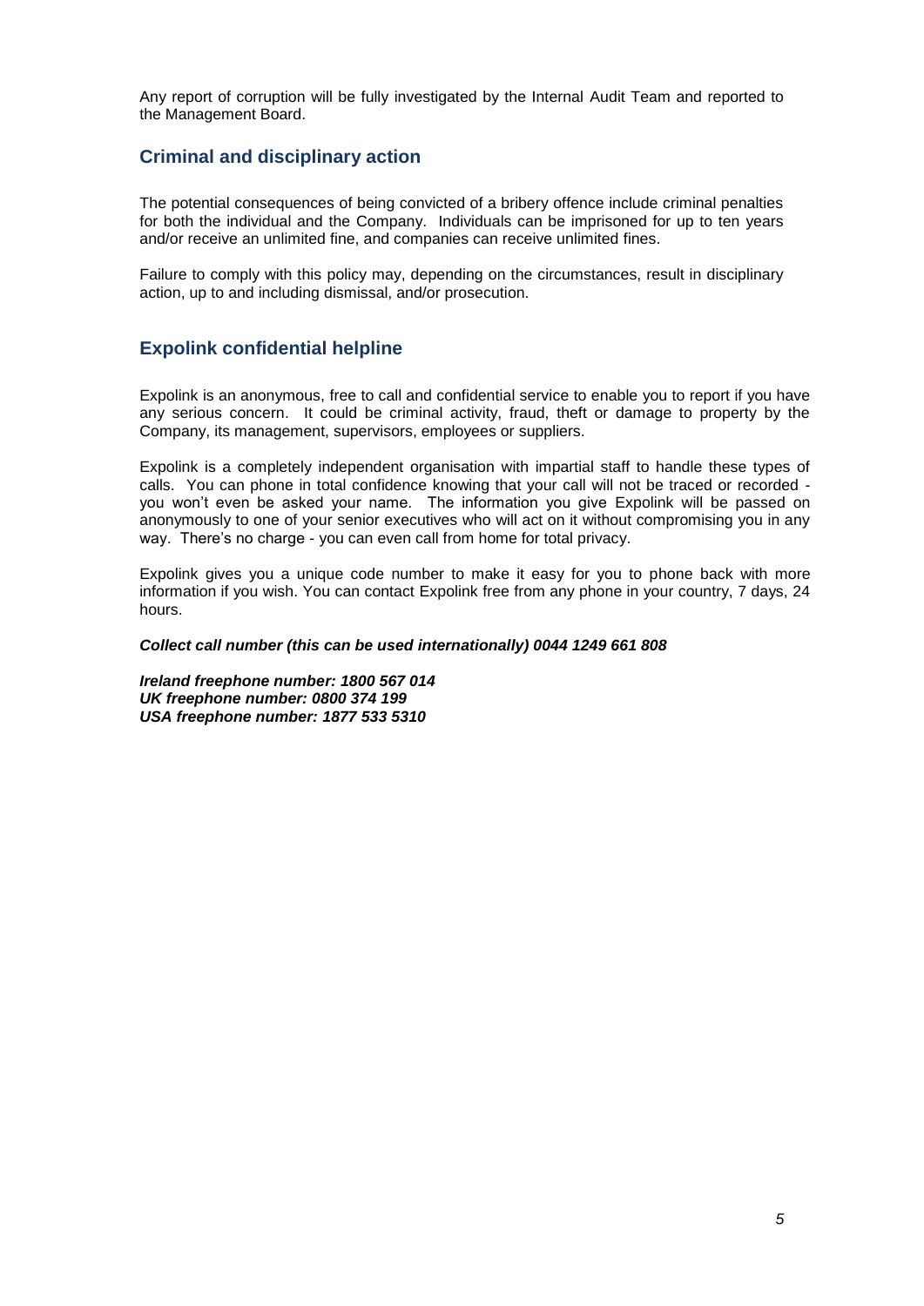Any report of corruption will be fully investigated by the Internal Audit Team and reported to the Management Board.

## Criminal and disciplinary action

The potential consequences of being convicted of a bribery offence include criminal penalties for both the individual and the Company. Individuals can be imprisoned for up to ten years and/or receive an unlimited fine, and companies can receive unlimited fines.

Failure to comply with this policy may, depending on the circumstances, result in disciplinary action, up to and including dismissal, and/or prosecution.

## Expolink confidential helpline

Expolink is an anonymous, free to call and confidential service to enable you to report if you have any serious concern. It could be criminal activity, fraud, theft or damage to property by the Company, its management, supervisors, employees or suppliers.

Expolink is a completely independent organisation with impartial staff to handle these types of calls. You can phone in total confidence knowing that your call will not be traced or recorded - you won't even be asked your name. The information you give Expolink will be passed on anonymously to one of your senior executives who will act on it without compromising you in any way. There's no charge - you can even call from home for total privacy.

Expolink gives you a unique code number to make it easy for you to phone back with more information if you wish. You can contact Expolink free from any phone in your country, 7 days, 24 hours.

***Collect call number (this can be used internationally) 0044 1249 661 808***

***Ireland freephone number: 1800 567 014***
***UK freephone number: 0800 374 199***
***USA freephone number: 1877 533 5310***